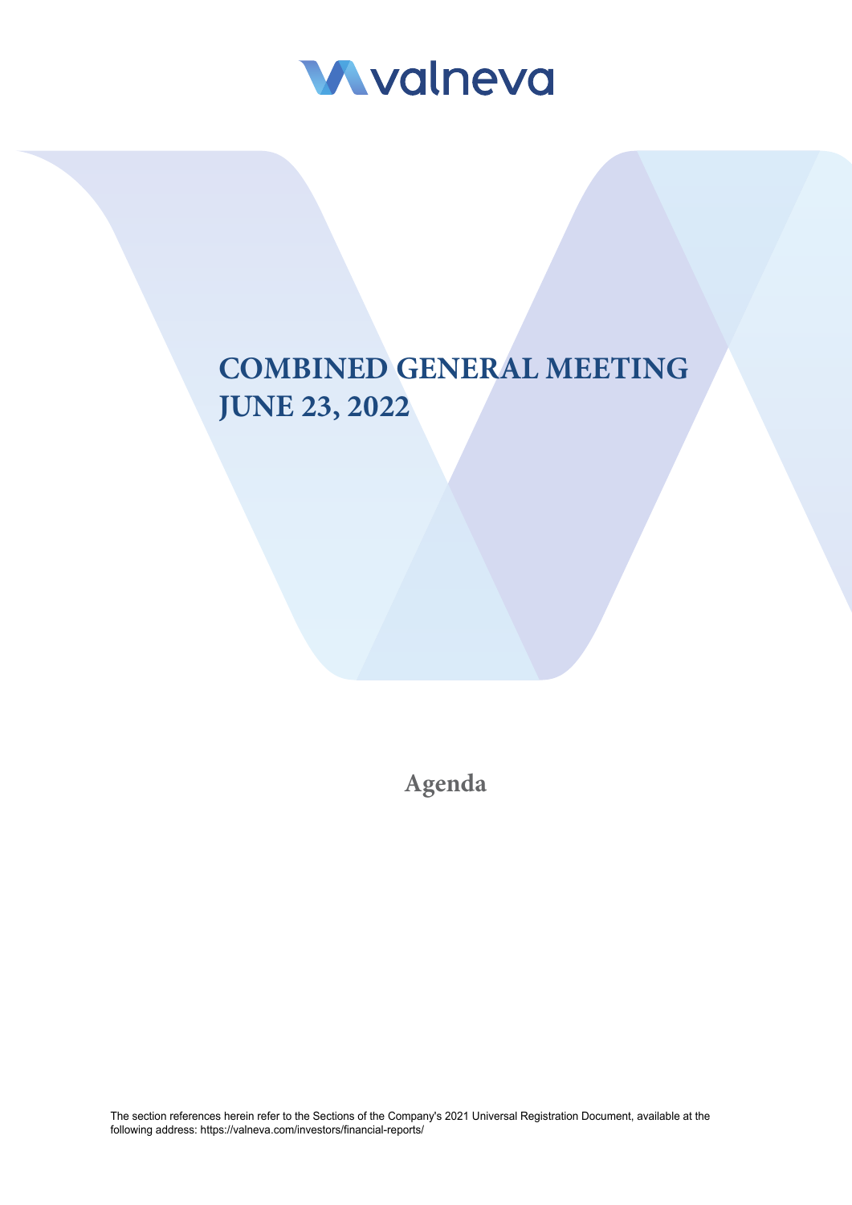valneva

# COMBINED GENERAL MEETING JUNE 23, 2022

## Agenda

The section references herein refer to the Sections of the Company's 2021 Universal Registration Document, available at the following address: https://valneva.com/investors/financial-reports/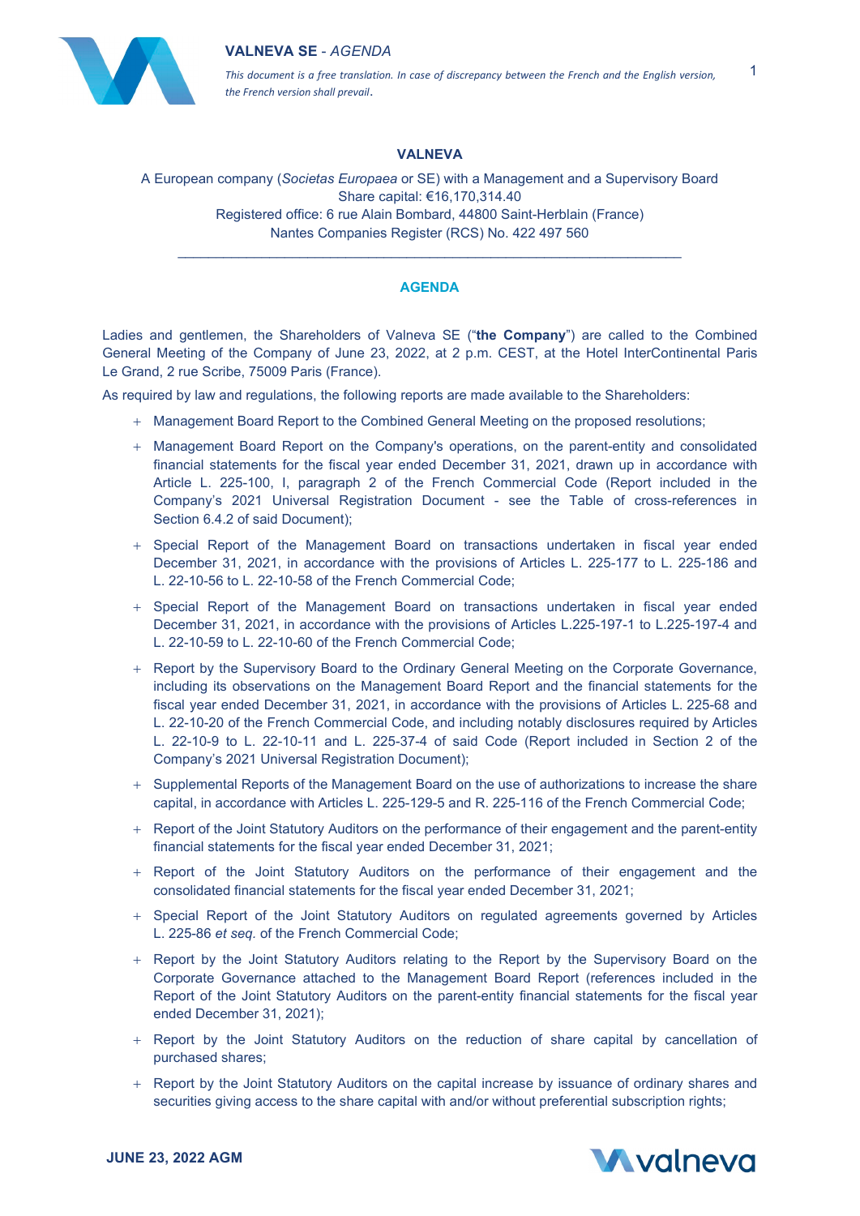**VALNEVA**

A European company (*Societas Europaea* or SE) with a Management and a Supervisory Board
Share capital: €16,170,314.40
Registered office: 6 rue Alain Bombard, 44800 Saint-Herblain (France)
Nantes Companies Register (RCS) No. 422 497 560

---

## AGENDA

Ladies and gentlemen, the Shareholders of Valneva SE ("**the Company**") are called to the Combined General Meeting of the Company of June 23, 2022, at 2 p.m. CEST, at the Hotel InterContinental Paris Le Grand, 2 rue Scribe, 75009 Paris (France).

As required by law and regulations, the following reports are made available to the Shareholders:

+ Management Board Report to the Combined General Meeting on the proposed resolutions;
+ Management Board Report on the Company's operations, on the parent-entity and consolidated financial statements for the fiscal year ended December 31, 2021, drawn up in accordance with Article L. 225-100, I, paragraph 2 of the French Commercial Code (Report included in the Company's 2021 Universal Registration Document - see the Table of cross-references in Section 6.4.2 of said Document);
+ Special Report of the Management Board on transactions undertaken in fiscal year ended December 31, 2021, in accordance with the provisions of Articles L. 225-177 to L. 225-186 and L. 22-10-56 to L. 22-10-58 of the French Commercial Code;
+ Special Report of the Management Board on transactions undertaken in fiscal year ended December 31, 2021, in accordance with the provisions of Articles L.225-197-1 to L.225-197-4 and L. 22-10-59 to L. 22-10-60 of the French Commercial Code;
+ Report by the Supervisory Board to the Ordinary General Meeting on the Corporate Governance, including its observations on the Management Board Report and the financial statements for the fiscal year ended December 31, 2021, in accordance with the provisions of Articles L. 225-68 and L. 22-10-20 of the French Commercial Code, and including notably disclosures required by Articles L. 22-10-9 to L. 22-10-11 and L. 225-37-4 of said Code (Report included in Section 2 of the Company's 2021 Universal Registration Document);
+ Supplemental Reports of the Management Board on the use of authorizations to increase the share capital, in accordance with Articles L. 225-129-5 and R. 225-116 of the French Commercial Code;
+ Report of the Joint Statutory Auditors on the performance of their engagement and the parent-entity financial statements for the fiscal year ended December 31, 2021;
+ Report of the Joint Statutory Auditors on the performance of their engagement and the consolidated financial statements for the fiscal year ended December 31, 2021;
+ Special Report of the Joint Statutory Auditors on regulated agreements governed by Articles L. 225-86 *et seq.* of the French Commercial Code;
+ Report by the Joint Statutory Auditors relating to the Report by the Supervisory Board on the Corporate Governance attached to the Management Board Report (references included in the Report of the Joint Statutory Auditors on the parent-entity financial statements for the fiscal year ended December 31, 2021);
+ Report by the Joint Statutory Auditors on the reduction of share capital by cancellation of purchased shares;
+ Report by the Joint Statutory Auditors on the capital increase by issuance of ordinary shares and securities giving access to the share capital with and/or without preferential subscription rights;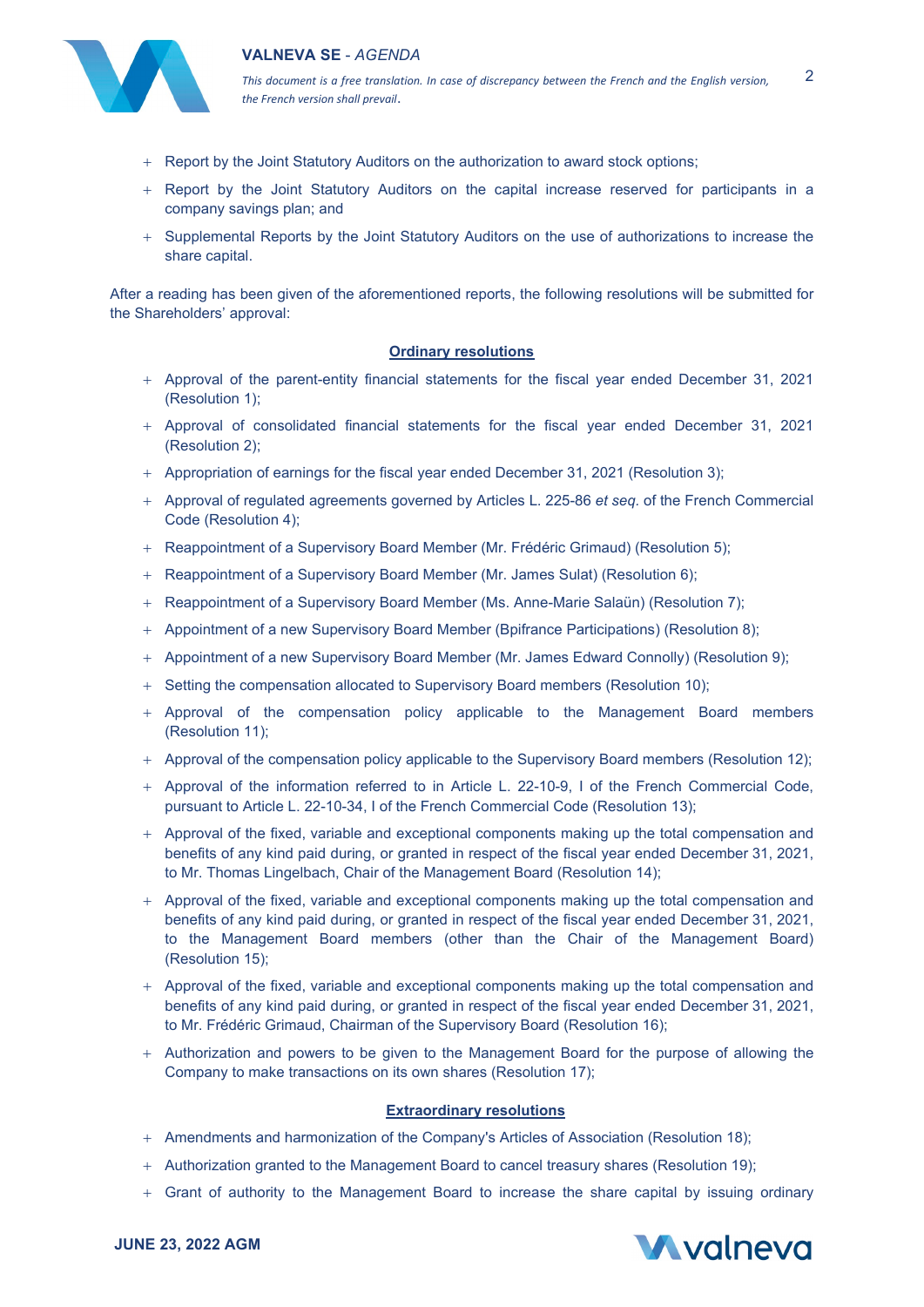- Report by the Joint Statutory Auditors on the authorization to award stock options;
- Report by the Joint Statutory Auditors on the capital increase reserved for participants in a company savings plan; and
- Supplemental Reports by the Joint Statutory Auditors on the use of authorizations to increase the share capital.

After a reading has been given of the aforementioned reports, the following resolutions will be submitted for the Shareholders' approval:

**Ordinary resolutions**

- Approval of the parent-entity financial statements for the fiscal year ended December 31, 2021 (Resolution 1);
- Approval of consolidated financial statements for the fiscal year ended December 31, 2021 (Resolution 2);
- Appropriation of earnings for the fiscal year ended December 31, 2021 (Resolution 3);
- Approval of regulated agreements governed by Articles L. 225-86 *et seq.* of the French Commercial Code (Resolution 4);
- Reappointment of a Supervisory Board Member (Mr. Frédéric Grimaud) (Resolution 5);
- Reappointment of a Supervisory Board Member (Mr. James Sulat) (Resolution 6);
- Reappointment of a Supervisory Board Member (Ms. Anne-Marie Salaün) (Resolution 7);
- Appointment of a new Supervisory Board Member (Bpifrance Participations) (Resolution 8);
- Appointment of a new Supervisory Board Member (Mr. James Edward Connolly) (Resolution 9);
- Setting the compensation allocated to Supervisory Board members (Resolution 10);
- Approval of the compensation policy applicable to the Management Board members (Resolution 11);
- Approval of the compensation policy applicable to the Supervisory Board members (Resolution 12);
- Approval of the information referred to in Article L. 22-10-9, I of the French Commercial Code, pursuant to Article L. 22-10-34, I of the French Commercial Code (Resolution 13);
- Approval of the fixed, variable and exceptional components making up the total compensation and benefits of any kind paid during, or granted in respect of the fiscal year ended December 31, 2021, to Mr. Thomas Lingelbach, Chair of the Management Board (Resolution 14);
- Approval of the fixed, variable and exceptional components making up the total compensation and benefits of any kind paid during, or granted in respect of the fiscal year ended December 31, 2021, to the Management Board members (other than the Chair of the Management Board) (Resolution 15);
- Approval of the fixed, variable and exceptional components making up the total compensation and benefits of any kind paid during, or granted in respect of the fiscal year ended December 31, 2021, to Mr. Frédéric Grimaud, Chairman of the Supervisory Board (Resolution 16);
- Authorization and powers to be given to the Management Board for the purpose of allowing the Company to make transactions on its own shares (Resolution 17);

**Extraordinary resolutions**

- Amendments and harmonization of the Company's Articles of Association (Resolution 18);
- Authorization granted to the Management Board to cancel treasury shares (Resolution 19);
- Grant of authority to the Management Board to increase the share capital by issuing ordinary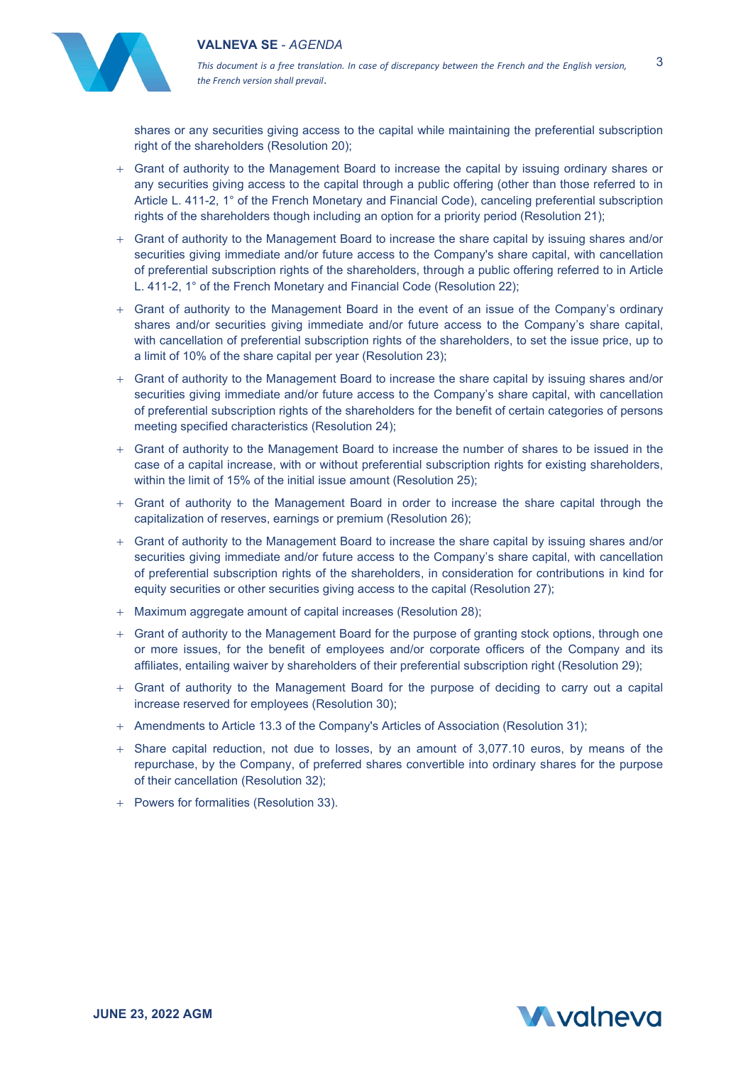shares or any securities giving access to the capital while maintaining the preferential subscription right of the shareholders (Resolution 20);

- Grant of authority to the Management Board to increase the capital by issuing ordinary shares or any securities giving access to the capital through a public offering (other than those referred to in Article L. 411-2, 1° of the French Monetary and Financial Code), canceling preferential subscription rights of the shareholders though including an option for a priority period (Resolution 21);
- Grant of authority to the Management Board to increase the share capital by issuing shares and/or securities giving immediate and/or future access to the Company's share capital, with cancellation of preferential subscription rights of the shareholders, through a public offering referred to in Article L. 411-2, 1° of the French Monetary and Financial Code (Resolution 22);
- Grant of authority to the Management Board in the event of an issue of the Company's ordinary shares and/or securities giving immediate and/or future access to the Company's share capital, with cancellation of preferential subscription rights of the shareholders, to set the issue price, up to a limit of 10% of the share capital per year (Resolution 23);
- Grant of authority to the Management Board to increase the share capital by issuing shares and/or securities giving immediate and/or future access to the Company's share capital, with cancellation of preferential subscription rights of the shareholders for the benefit of certain categories of persons meeting specified characteristics (Resolution 24);
- Grant of authority to the Management Board to increase the number of shares to be issued in the case of a capital increase, with or without preferential subscription rights for existing shareholders, within the limit of 15% of the initial issue amount (Resolution 25);
- Grant of authority to the Management Board in order to increase the share capital through the capitalization of reserves, earnings or premium (Resolution 26);
- Grant of authority to the Management Board to increase the share capital by issuing shares and/or securities giving immediate and/or future access to the Company's share capital, with cancellation of preferential subscription rights of the shareholders, in consideration for contributions in kind for equity securities or other securities giving access to the capital (Resolution 27);
- Maximum aggregate amount of capital increases (Resolution 28);
- Grant of authority to the Management Board for the purpose of granting stock options, through one or more issues, for the benefit of employees and/or corporate officers of the Company and its affiliates, entailing waiver by shareholders of their preferential subscription right (Resolution 29);
- Grant of authority to the Management Board for the purpose of deciding to carry out a capital increase reserved for employees (Resolution 30);
- Amendments to Article 13.3 of the Company's Articles of Association (Resolution 31);
- Share capital reduction, not due to losses, by an amount of 3,077.10 euros, by means of the repurchase, by the Company, of preferred shares convertible into ordinary shares for the purpose of their cancellation (Resolution 32);
- Powers for formalities (Resolution 33).